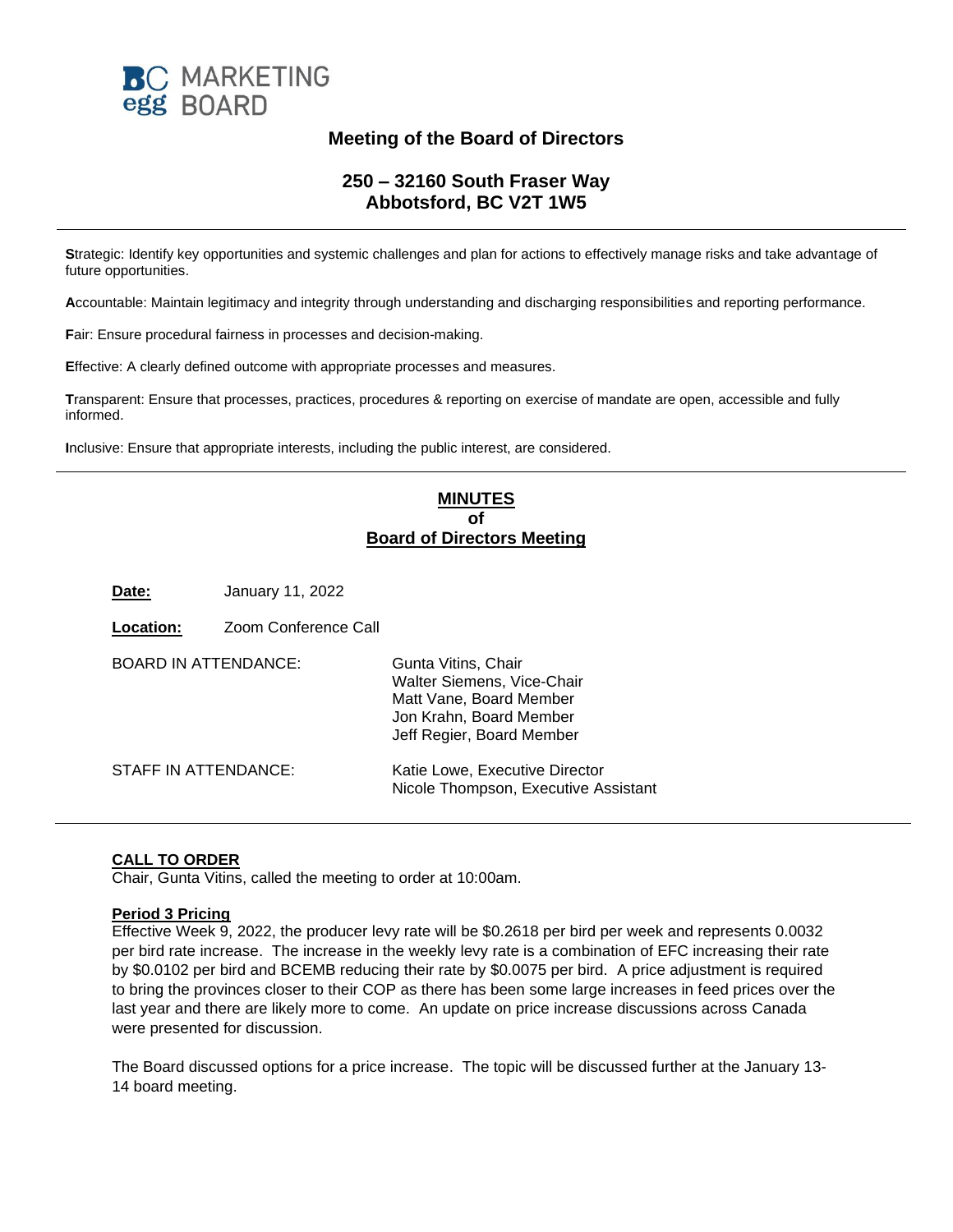BC MARKETING egg BOARD

## Meeting of the Board of Directors

### 250 – 32160 South Fraser Way
### Abbotsford, BC V2T 1W5

---

**S**trategic: Identify key opportunities and systemic challenges and plan for actions to effectively manage risks and take advantage of future opportunities.

**A**ccountable: Maintain legitimacy and integrity through understanding and discharging responsibilities and reporting performance.

**F**air: Ensure procedural fairness in processes and decision-making.

**E**ffective: A clearly defined outcome with appropriate processes and measures.

**T**ransparent: Ensure that processes, practices, procedures & reporting on exercise of mandate are open, accessible and fully informed.

**I**nclusive: Ensure that appropriate interests, including the public interest, are considered.

---

## MINUTES
## of
## Board of Directors Meeting

**Date:** January 11, 2022

**Location:** Zoom Conference Call

BOARD IN ATTENDANCE:
Gunta Vitins, Chair
Walter Siemens, Vice-Chair
Matt Vane, Board Member
Jon Krahn, Board Member
Jeff Regier, Board Member

STAFF IN ATTENDANCE:
Katie Lowe, Executive Director
Nicole Thompson, Executive Assistant

---

**CALL TO ORDER**

Chair, Gunta Vitins, called the meeting to order at 10:00am.

**Period 3 Pricing**

Effective Week 9, 2022, the producer levy rate will be $0.2618 per bird per week and represents 0.0032 per bird rate increase. The increase in the weekly levy rate is a combination of EFC increasing their rate by $0.0102 per bird and BCEMB reducing their rate by $0.0075 per bird. A price adjustment is required to bring the provinces closer to their COP as there has been some large increases in feed prices over the last year and there are likely more to come. An update on price increase discussions across Canada were presented for discussion.

The Board discussed options for a price increase. The topic will be discussed further at the January 13-14 board meeting.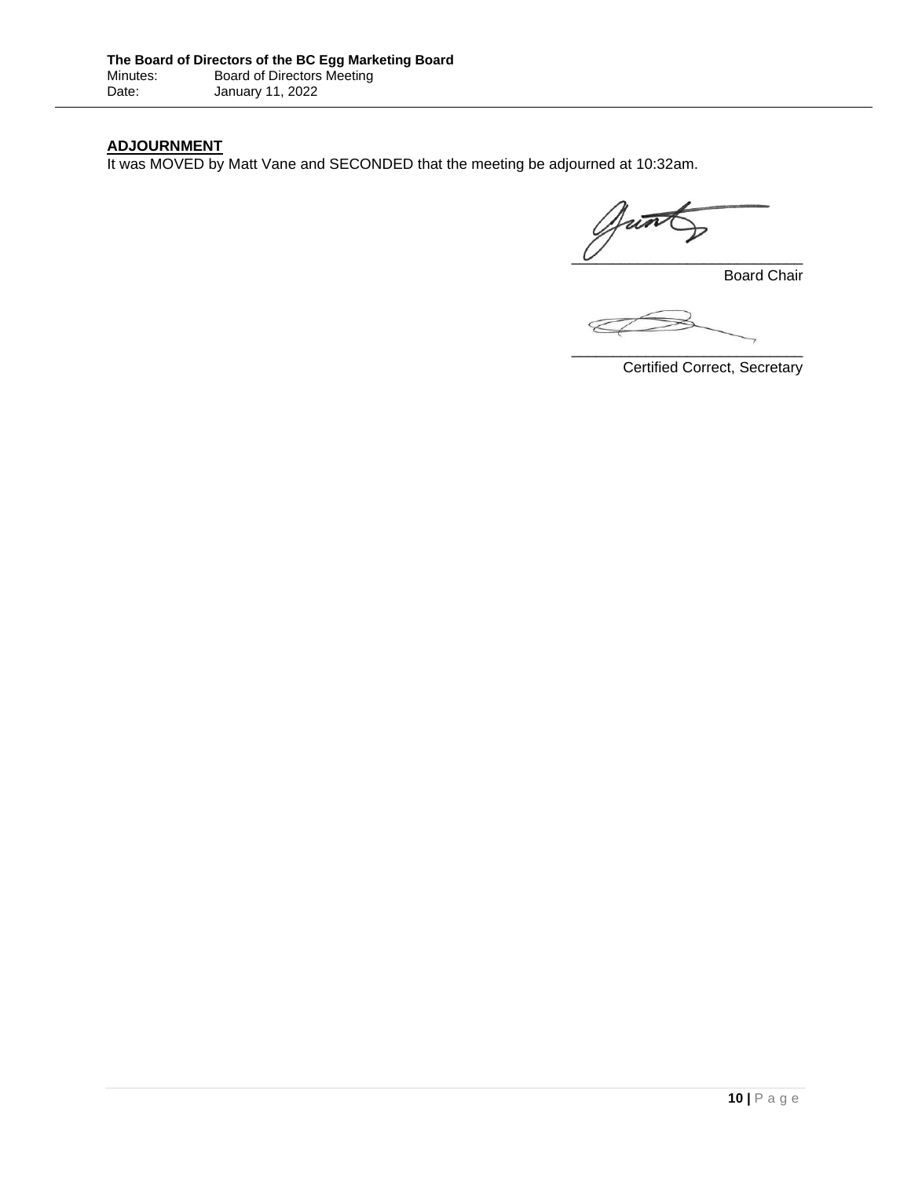## ADJOURNMENT

It was MOVED by Matt Vane and SECONDED that the meeting be adjourned at 10:32am.

\_\_\_\_\_\_\_\_\_\_\_\_\_\_\_\_\_\_\_\_\_\_\_\_\_\_\_\_

Board Chair

\_\_\_\_\_\_\_\_\_\_\_\_\_\_\_\_\_\_\_\_\_\_\_\_\_\_\_\_

Certified Correct, Secretary